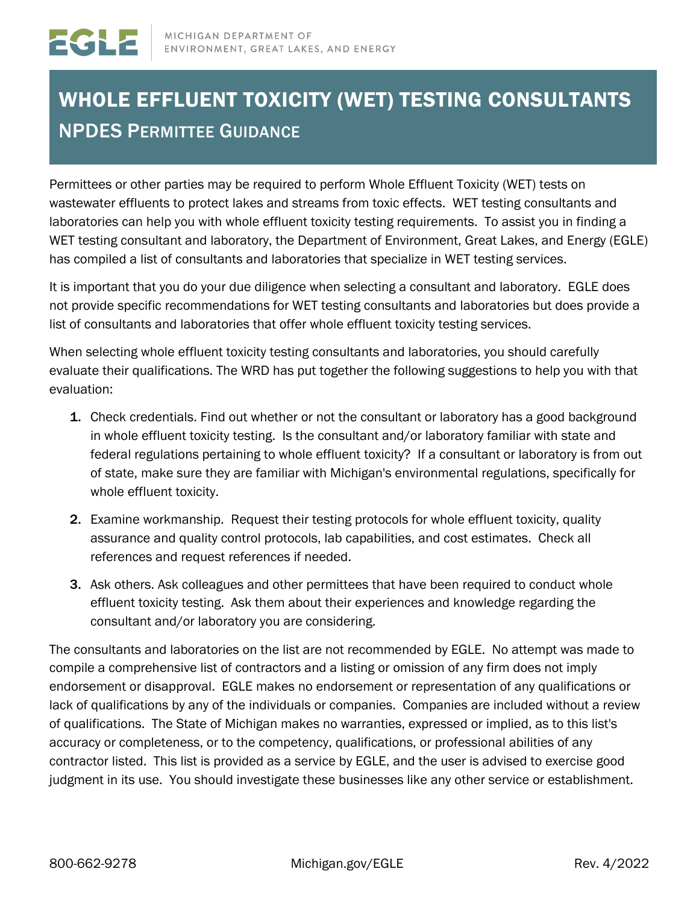MICHIGAN DEPARTMENT OF ENVIRONMENT, GREAT LAKES, AND ENERGY

# WHOLE EFFLUENT TOXICITY (WET) TESTING CONSULTANTS

## NPDES PERMITTEE GUIDANCE

Permittees or other parties may be required to perform Whole Effluent Toxicity (WET) tests on wastewater effluents to protect lakes and streams from toxic effects. WET testing consultants and laboratories can help you with whole effluent toxicity testing requirements. To assist you in finding a WET testing consultant and laboratory, the Department of Environment, Great Lakes, and Energy (EGLE) has compiled a list of consultants and laboratories that specialize in WET testing services.

It is important that you do your due diligence when selecting a consultant and laboratory. EGLE does not provide specific recommendations for WET testing consultants and laboratories but does provide a list of consultants and laboratories that offer whole effluent toxicity testing services.

When selecting whole effluent toxicity testing consultants and laboratories, you should carefully evaluate their qualifications. The WRD has put together the following suggestions to help you with that evaluation:

1. Check credentials. Find out whether or not the consultant or laboratory has a good background in whole effluent toxicity testing. Is the consultant and/or laboratory familiar with state and federal regulations pertaining to whole effluent toxicity? If a consultant or laboratory is from out of state, make sure they are familiar with Michigan's environmental regulations, specifically for whole effluent toxicity.
2. Examine workmanship. Request their testing protocols for whole effluent toxicity, quality assurance and quality control protocols, lab capabilities, and cost estimates. Check all references and request references if needed.
3. Ask others. Ask colleagues and other permittees that have been required to conduct whole effluent toxicity testing. Ask them about their experiences and knowledge regarding the consultant and/or laboratory you are considering.

The consultants and laboratories on the list are not recommended by EGLE. No attempt was made to compile a comprehensive list of contractors and a listing or omission of any firm does not imply endorsement or disapproval. EGLE makes no endorsement or representation of any qualifications or lack of qualifications by any of the individuals or companies. Companies are included without a review of qualifications. The State of Michigan makes no warranties, expressed or implied, as to this list's accuracy or completeness, or to the competency, qualifications, or professional abilities of any contractor listed. This list is provided as a service by EGLE, and the user is advised to exercise good judgment in its use. You should investigate these businesses like any other service or establishment.

800-662-9278 Michigan.gov/EGLE Rev. 4/2022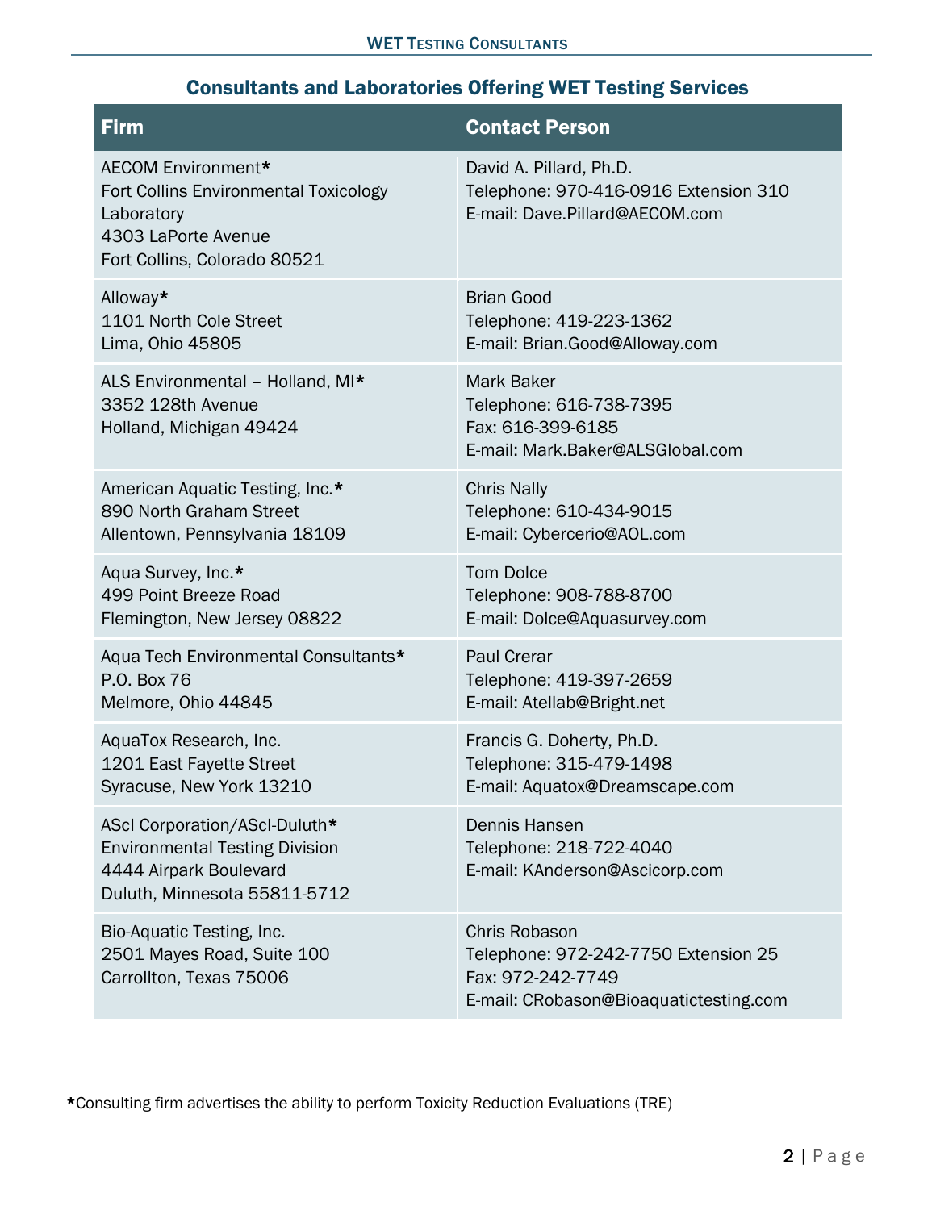## Consultants and Laboratories Offering WET Testing Services

| Firm | Contact Person |
|---|---|
| AECOM Environment*<br>Fort Collins Environmental Toxicology Laboratory<br>4303 LaPorte Avenue<br>Fort Collins, Colorado 80521 | David A. Pillard, Ph.D.<br>Telephone: 970-416-0916 Extension 310<br>E-mail: Dave.Pillard@AECOM.com |
| Alloway*<br>1101 North Cole Street<br>Lima, Ohio 45805 | Brian Good<br>Telephone: 419-223-1362<br>E-mail: Brian.Good@Alloway.com |
| ALS Environmental – Holland, MI*<br>3352 128th Avenue<br>Holland, Michigan 49424 | Mark Baker<br>Telephone: 616-738-7395<br>Fax: 616-399-6185<br>E-mail: Mark.Baker@ALSGlobal.com |
| American Aquatic Testing, Inc.*<br>890 North Graham Street<br>Allentown, Pennsylvania 18109 | Chris Nally<br>Telephone: 610-434-9015<br>E-mail: Cybercerio@AOL.com |
| Aqua Survey, Inc.*<br>499 Point Breeze Road<br>Flemington, New Jersey 08822 | Tom Dolce<br>Telephone: 908-788-8700<br>E-mail: Dolce@Aquasurvey.com |
| Aqua Tech Environmental Consultants*<br>P.O. Box 76<br>Melmore, Ohio 44845 | Paul Crerar<br>Telephone: 419-397-2659<br>E-mail: Atellab@Bright.net |
| AquaTox Research, Inc.<br>1201 East Fayette Street<br>Syracuse, New York 13210 | Francis G. Doherty, Ph.D.<br>Telephone: 315-479-1498<br>E-mail: Aquatox@Dreamscape.com |
| AScI Corporation/AScI-Duluth*<br>Environmental Testing Division<br>4444 Airpark Boulevard<br>Duluth, Minnesota 55811-5712 | Dennis Hansen<br>Telephone: 218-722-4040<br>E-mail: KAnderson@Ascicorp.com |
| Bio-Aquatic Testing, Inc.<br>2501 Mayes Road, Suite 100<br>Carrollton, Texas 75006 | Chris Robason<br>Telephone: 972-242-7750 Extension 25<br>Fax: 972-242-7749<br>E-mail: CRobason@Bioaquatictesting.com |

*Consulting firm advertises the ability to perform Toxicity Reduction Evaluations (TRE)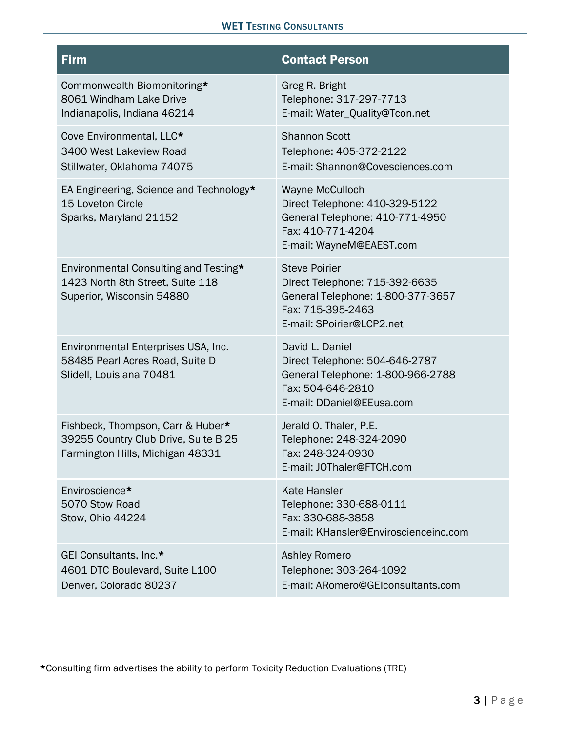| Firm | Contact Person |
|---|---|
| Commonwealth Biomonitoring*<br>8061 Windham Lake Drive<br>Indianapolis, Indiana 46214 | Greg R. Bright<br>Telephone: 317-297-7713<br>E-mail: Water_Quality@Tcon.net |
| Cove Environmental, LLC*<br>3400 West Lakeview Road<br>Stillwater, Oklahoma 74075 | Shannon Scott<br>Telephone: 405-372-2122<br>E-mail: Shannon@Covesciences.com |
| EA Engineering, Science and Technology*<br>15 Loveton Circle<br>Sparks, Maryland 21152 | Wayne McCulloch<br>Direct Telephone: 410-329-5122<br>General Telephone: 410-771-4950<br>Fax: 410-771-4204<br>E-mail: WayneM@EAEST.com |
| Environmental Consulting and Testing*<br>1423 North 8th Street, Suite 118<br>Superior, Wisconsin 54880 | Steve Poirier<br>Direct Telephone: 715-392-6635<br>General Telephone: 1-800-377-3657<br>Fax: 715-395-2463<br>E-mail: SPoirier@LCP2.net |
| Environmental Enterprises USA, Inc.<br>58485 Pearl Acres Road, Suite D<br>Slidell, Louisiana 70481 | David L. Daniel<br>Direct Telephone: 504-646-2787<br>General Telephone: 1-800-966-2788<br>Fax: 504-646-2810<br>E-mail: DDaniel@EEusa.com |
| Fishbeck, Thompson, Carr & Huber*<br>39255 Country Club Drive, Suite B 25<br>Farmington Hills, Michigan 48331 | Jerald O. Thaler, P.E.<br>Telephone: 248-324-2090<br>Fax: 248-324-0930<br>E-mail: JOThaler@FTCH.com |
| Enviroscience*<br>5070 Stow Road<br>Stow, Ohio 44224 | Kate Hansler<br>Telephone: 330-688-0111<br>Fax: 330-688-3858<br>E-mail: KHansler@Enviroscienceinc.com |
| GEI Consultants, Inc.*<br>4601 DTC Boulevard, Suite L100<br>Denver, Colorado 80237 | Ashley Romero<br>Telephone: 303-264-1092<br>E-mail: ARomero@GEIconsultants.com |

*Consulting firm advertises the ability to perform Toxicity Reduction Evaluations (TRE)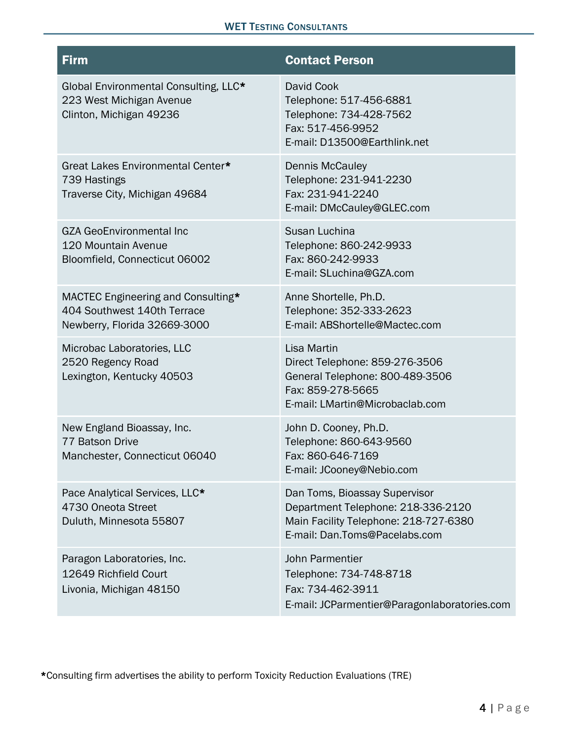## WET Testing Consultants

| Firm | Contact Person |
|---|---|
| Global Environmental Consulting, LLC*<br>223 West Michigan Avenue<br>Clinton, Michigan 49236 | David Cook<br>Telephone: 517-456-6881<br>Telephone: 734-428-7562<br>Fax: 517-456-9952<br>E-mail: D13500@Earthlink.net |
| Great Lakes Environmental Center*<br>739 Hastings<br>Traverse City, Michigan 49684 | Dennis McCauley<br>Telephone: 231-941-2230<br>Fax: 231-941-2240<br>E-mail: DMcCauley@GLEC.com |
| GZA GeoEnvironmental Inc<br>120 Mountain Avenue<br>Bloomfield, Connecticut 06002 | Susan Luchina<br>Telephone: 860-242-9933<br>Fax: 860-242-9933<br>E-mail: SLuchina@GZA.com |
| MACTEC Engineering and Consulting*<br>404 Southwest 140th Terrace<br>Newberry, Florida 32669-3000 | Anne Shortelle, Ph.D.<br>Telephone: 352-333-2623<br>E-mail: ABShortelle@Mactec.com |
| Microbac Laboratories, LLC<br>2520 Regency Road<br>Lexington, Kentucky 40503 | Lisa Martin<br>Direct Telephone: 859-276-3506<br>General Telephone: 800-489-3506<br>Fax: 859-278-5665<br>E-mail: LMartin@Microbaclab.com |
| New England Bioassay, Inc.<br>77 Batson Drive<br>Manchester, Connecticut 06040 | John D. Cooney, Ph.D.<br>Telephone: 860-643-9560<br>Fax: 860-646-7169<br>E-mail: JCooney@Nebio.com |
| Pace Analytical Services, LLC*<br>4730 Oneota Street<br>Duluth, Minnesota 55807 | Dan Toms, Bioassay Supervisor<br>Department Telephone: 218-336-2120<br>Main Facility Telephone: 218-727-6380<br>E-mail: Dan.Toms@Pacelabs.com |
| Paragon Laboratories, Inc.<br>12649 Richfield Court<br>Livonia, Michigan 48150 | John Parmentier<br>Telephone: 734-748-8718<br>Fax: 734-462-3911<br>E-mail: JCParmentier@Paragonlaboratories.com |

*Consulting firm advertises the ability to perform Toxicity Reduction Evaluations (TRE)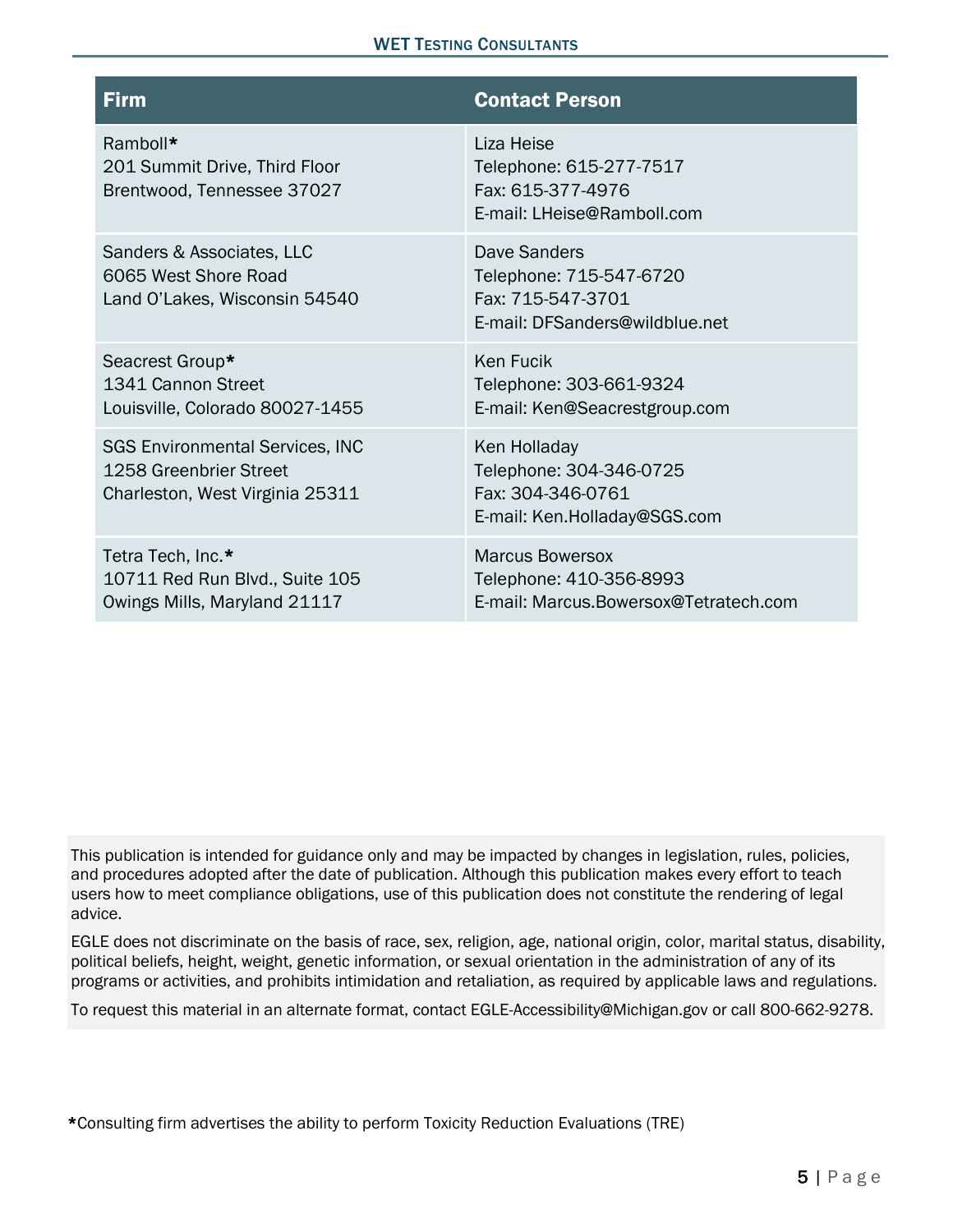| Firm | Contact Person |
| --- | --- |
| Ramboll*<br>201 Summit Drive, Third Floor<br>Brentwood, Tennessee 37027 | Liza Heise<br>Telephone: 615-277-7517<br>Fax: 615-377-4976<br>E-mail: LHeise@Ramboll.com |
| Sanders & Associates, LLC<br>6065 West Shore Road<br>Land O'Lakes, Wisconsin 54540 | Dave Sanders<br>Telephone: 715-547-6720<br>Fax: 715-547-3701<br>E-mail: DFSanders@wildblue.net |
| Seacrest Group*<br>1341 Cannon Street<br>Louisville, Colorado 80027-1455 | Ken Fucik<br>Telephone: 303-661-9324<br>E-mail: Ken@Seacrestgroup.com |
| SGS Environmental Services, INC<br>1258 Greenbrier Street<br>Charleston, West Virginia 25311 | Ken Holladay<br>Telephone: 304-346-0725<br>Fax: 304-346-0761<br>E-mail: Ken.Holladay@SGS.com |
| Tetra Tech, Inc.*<br>10711 Red Run Blvd., Suite 105<br>Owings Mills, Maryland 21117 | Marcus Bowersox<br>Telephone: 410-356-8993<br>E-mail: Marcus.Bowersox@Tetratech.com |

This publication is intended for guidance only and may be impacted by changes in legislation, rules, policies, and procedures adopted after the date of publication. Although this publication makes every effort to teach users how to meet compliance obligations, use of this publication does not constitute the rendering of legal advice.

EGLE does not discriminate on the basis of race, sex, religion, age, national origin, color, marital status, disability, political beliefs, height, weight, genetic information, or sexual orientation in the administration of any of its programs or activities, and prohibits intimidation and retaliation, as required by applicable laws and regulations.

To request this material in an alternate format, contact EGLE-Accessibility@Michigan.gov or call 800-662-9278.

*Consulting firm advertises the ability to perform Toxicity Reduction Evaluations (TRE)